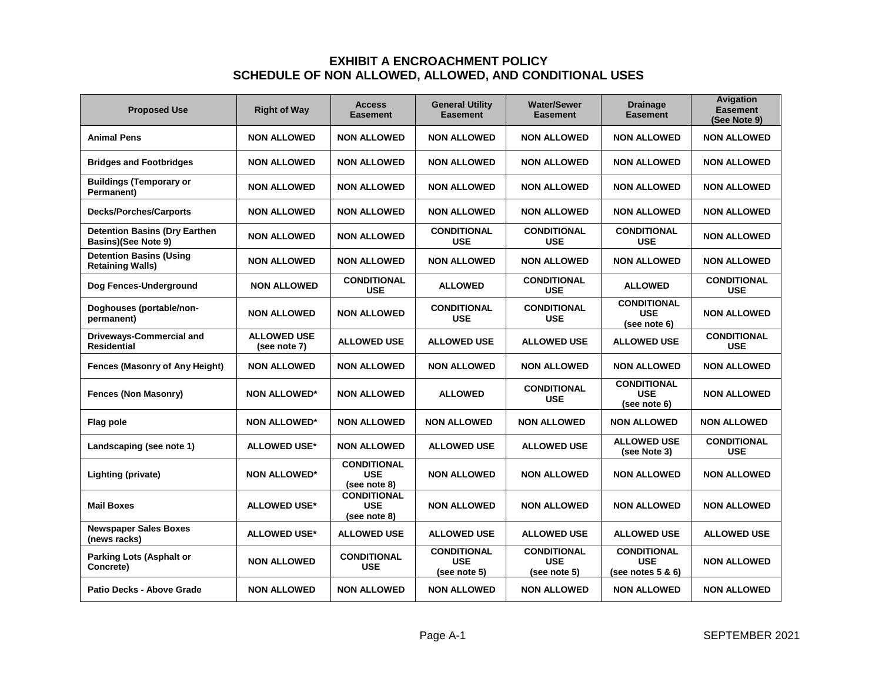# EXHIBIT A ENCROACHMENT POLICY
## SCHEDULE OF NON ALLOWED, ALLOWED, AND CONDITIONAL USES

| Proposed Use | Right of Way | Access Easement | General Utility Easement | Water/Sewer Easement | Drainage Easement | Avigation Easement (See Note 9) |
|---|---|---|---|---|---|---|
| **Animal Pens** | NON ALLOWED | NON ALLOWED | NON ALLOWED | NON ALLOWED | NON ALLOWED | NON ALLOWED |
| **Bridges and Footbridges** | NON ALLOWED | NON ALLOWED | NON ALLOWED | NON ALLOWED | NON ALLOWED | NON ALLOWED |
| **Buildings (Temporary or Permanent)** | NON ALLOWED | NON ALLOWED | NON ALLOWED | NON ALLOWED | NON ALLOWED | NON ALLOWED |
| **Decks/Porches/Carports** | NON ALLOWED | NON ALLOWED | NON ALLOWED | NON ALLOWED | NON ALLOWED | NON ALLOWED |
| **Detention Basins (Dry Earthen Basins)(See Note 9)** | NON ALLOWED | NON ALLOWED | CONDITIONAL USE | CONDITIONAL USE | CONDITIONAL USE | NON ALLOWED |
| **Detention Basins (Using Retaining Walls)** | NON ALLOWED | NON ALLOWED | NON ALLOWED | NON ALLOWED | NON ALLOWED | NON ALLOWED |
| **Dog Fences-Underground** | NON ALLOWED | CONDITIONAL USE | ALLOWED | CONDITIONAL USE | ALLOWED | CONDITIONAL USE |
| **Doghouses (portable/non-permanent)** | NON ALLOWED | NON ALLOWED | CONDITIONAL USE | CONDITIONAL USE | CONDITIONAL USE (see note 6) | NON ALLOWED |
| **Driveways-Commercial and Residential** | ALLOWED USE (see note 7) | ALLOWED USE | ALLOWED USE | ALLOWED USE | ALLOWED USE | CONDITIONAL USE |
| **Fences (Masonry of Any Height)** | NON ALLOWED | NON ALLOWED | NON ALLOWED | NON ALLOWED | NON ALLOWED | NON ALLOWED |
| **Fences (Non Masonry)** | NON ALLOWED* | NON ALLOWED | ALLOWED | CONDITIONAL USE | CONDITIONAL USE (see note 6) | NON ALLOWED |
| **Flag pole** | NON ALLOWED* | NON ALLOWED | NON ALLOWED | NON ALLOWED | NON ALLOWED | NON ALLOWED |
| **Landscaping (see note 1)** | ALLOWED USE* | NON ALLOWED | ALLOWED USE | ALLOWED USE | ALLOWED USE (see Note 3) | CONDITIONAL USE |
| **Lighting (private)** | NON ALLOWED* | CONDITIONAL USE (see note 8) | NON ALLOWED | NON ALLOWED | NON ALLOWED | NON ALLOWED |
| **Mail Boxes** | ALLOWED USE* | CONDITIONAL USE (see note 8) | NON ALLOWED | NON ALLOWED | NON ALLOWED | NON ALLOWED |
| **Newspaper Sales Boxes (news racks)** | ALLOWED USE* | ALLOWED USE | ALLOWED USE | ALLOWED USE | ALLOWED USE | ALLOWED USE |
| **Parking Lots (Asphalt or Concrete)** | NON ALLOWED | CONDITIONAL USE | CONDITIONAL USE (see note 5) | CONDITIONAL USE (see note 5) | CONDITIONAL USE (see notes 5 & 6) | NON ALLOWED |
| **Patio Decks - Above Grade** | NON ALLOWED | NON ALLOWED | NON ALLOWED | NON ALLOWED | NON ALLOWED | NON ALLOWED |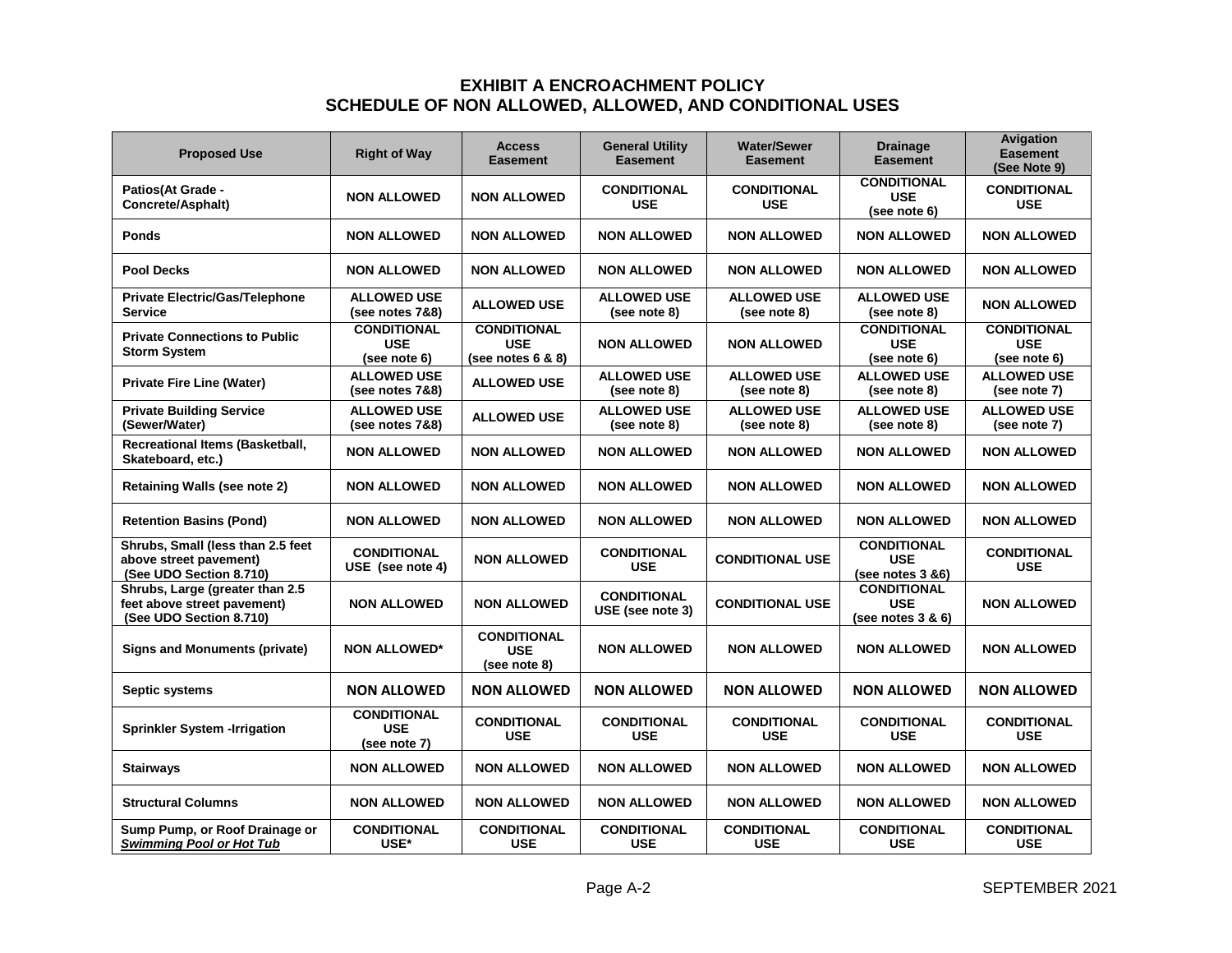# EXHIBIT A ENCROACHMENT POLICY
## SCHEDULE OF NON ALLOWED, ALLOWED, AND CONDITIONAL USES

| Proposed Use | Right of Way | Access Easement | General Utility Easement | Water/Sewer Easement | Drainage Easement | Avigation Easement (See Note 9) |
|---|---|---|---|---|---|---|
| Patios(At Grade - Concrete/Asphalt) | NON ALLOWED | NON ALLOWED | CONDITIONAL USE | CONDITIONAL USE | CONDITIONAL USE (see note 6) | CONDITIONAL USE |
| Ponds | NON ALLOWED | NON ALLOWED | NON ALLOWED | NON ALLOWED | NON ALLOWED | NON ALLOWED |
| Pool Decks | NON ALLOWED | NON ALLOWED | NON ALLOWED | NON ALLOWED | NON ALLOWED | NON ALLOWED |
| Private Electric/Gas/Telephone Service | ALLOWED USE (see notes 7&8) | ALLOWED USE | ALLOWED USE (see note 8) | ALLOWED USE (see note 8) | ALLOWED USE (see note 8) | NON ALLOWED |
| Private Connections to Public Storm System | CONDITIONAL USE (see note 6) | CONDITIONAL USE (see notes 6 & 8) | NON ALLOWED | NON ALLOWED | CONDITIONAL USE (see note 6) | CONDITIONAL USE (see note 6) |
| Private Fire Line (Water) | ALLOWED USE (see notes 7&8) | ALLOWED USE | ALLOWED USE (see note 8) | ALLOWED USE (see note 8) | ALLOWED USE (see note 8) | ALLOWED USE (see note 7) |
| Private Building Service (Sewer/Water) | ALLOWED USE (see notes 7&8) | ALLOWED USE | ALLOWED USE (see note 8) | ALLOWED USE (see note 8) | ALLOWED USE (see note 8) | ALLOWED USE (see note 7) |
| Recreational Items (Basketball, Skateboard, etc.) | NON ALLOWED | NON ALLOWED | NON ALLOWED | NON ALLOWED | NON ALLOWED | NON ALLOWED |
| Retaining Walls (see note 2) | NON ALLOWED | NON ALLOWED | NON ALLOWED | NON ALLOWED | NON ALLOWED | NON ALLOWED |
| Retention Basins (Pond) | NON ALLOWED | NON ALLOWED | NON ALLOWED | NON ALLOWED | NON ALLOWED | NON ALLOWED |
| Shrubs, Small (less than 2.5 feet above street pavement) (See UDO Section 8.710) | CONDITIONAL USE (see note 4) | NON ALLOWED | CONDITIONAL USE | CONDITIONAL USE | CONDITIONAL USE (see notes 3 &6) | CONDITIONAL USE |
| Shrubs, Large (greater than 2.5 feet above street pavement) (See UDO Section 8.710) | NON ALLOWED | NON ALLOWED | CONDITIONAL USE (see note 3) | CONDITIONAL USE | CONDITIONAL USE (see notes 3 & 6) | NON ALLOWED |
| Signs and Monuments (private) | NON ALLOWED* | CONDITIONAL USE (see note 8) | NON ALLOWED | NON ALLOWED | NON ALLOWED | NON ALLOWED |
| Septic systems | NON ALLOWED | NON ALLOWED | NON ALLOWED | NON ALLOWED | NON ALLOWED | NON ALLOWED |
| Sprinkler System -Irrigation | CONDITIONAL USE (see note 7) | CONDITIONAL USE | CONDITIONAL USE | CONDITIONAL USE | CONDITIONAL USE | CONDITIONAL USE |
| Stairways | NON ALLOWED | NON ALLOWED | NON ALLOWED | NON ALLOWED | NON ALLOWED | NON ALLOWED |
| Structural Columns | NON ALLOWED | NON ALLOWED | NON ALLOWED | NON ALLOWED | NON ALLOWED | NON ALLOWED |
| Sump Pump, or Roof Drainage or ***Swimming Pool or Hot Tub*** | CONDITIONAL USE* | CONDITIONAL USE | CONDITIONAL USE | CONDITIONAL USE | CONDITIONAL USE | CONDITIONAL USE |

SEPTEMBER 2021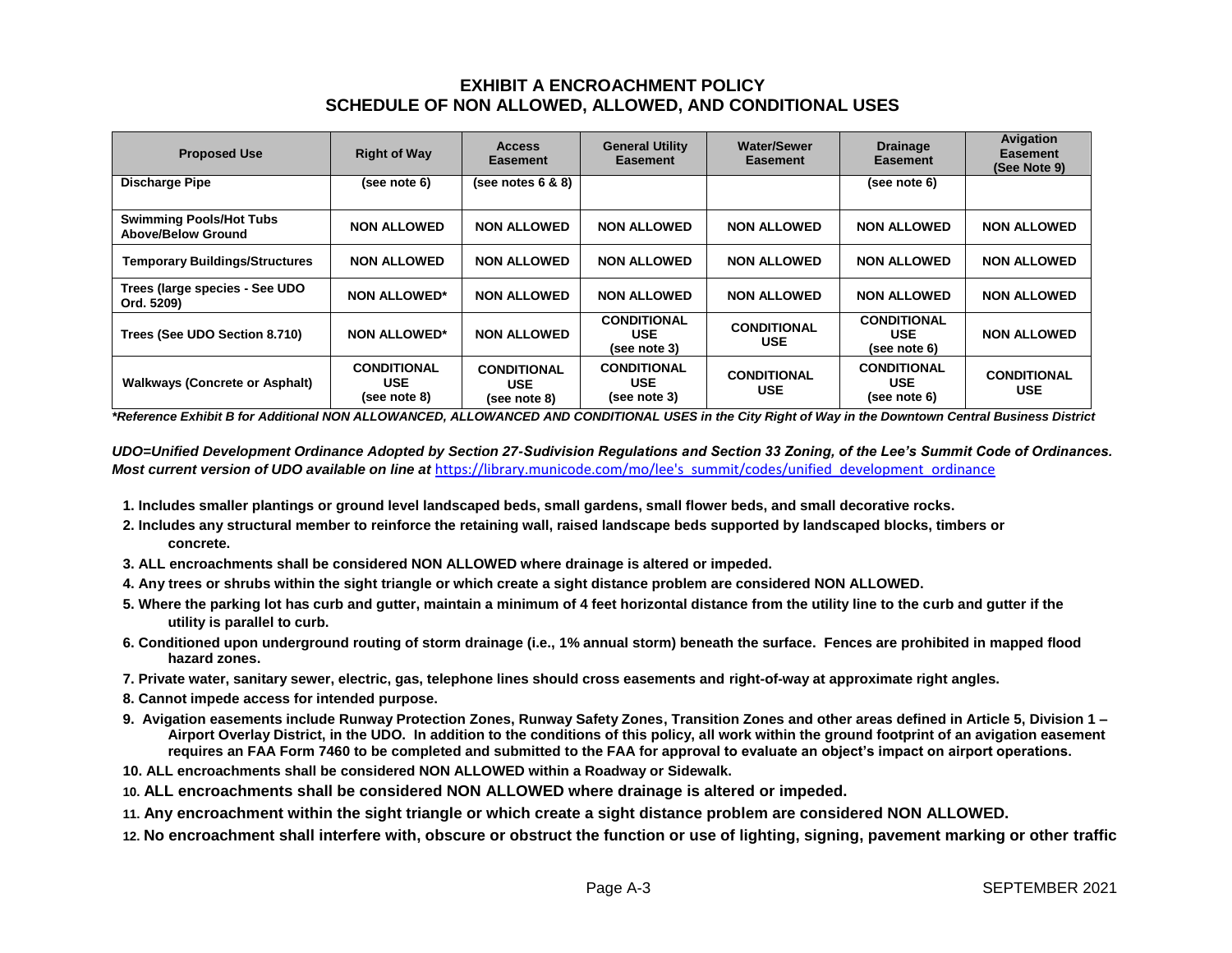## EXHIBIT A ENCROACHMENT POLICY
## SCHEDULE OF NON ALLOWED, ALLOWED, AND CONDITIONAL USES

| Proposed Use | Right of Way | Access Easement | General Utility Easement | Water/Sewer Easement | Drainage Easement | Avigation Easement (See Note 9) |
|---|---|---|---|---|---|---|
| **Discharge Pipe** | **(see note 6)** | **(see notes 6 & 8)** | | | **(see note 6)** | |
| **Swimming Pools/Hot Tubs Above/Below Ground** | **NON ALLOWED** | **NON ALLOWED** | **NON ALLOWED** | **NON ALLOWED** | **NON ALLOWED** | **NON ALLOWED** |
| **Temporary Buildings/Structures** | **NON ALLOWED** | **NON ALLOWED** | **NON ALLOWED** | **NON ALLOWED** | **NON ALLOWED** | **NON ALLOWED** |
| **Trees (large species - See UDO Ord. 5209)** | **NON ALLOWED*** | **NON ALLOWED** | **NON ALLOWED** | **NON ALLOWED** | **NON ALLOWED** | **NON ALLOWED** |
| **Trees (See UDO Section 8.710)** | **NON ALLOWED*** | **NON ALLOWED** | **CONDITIONAL USE (see note 3)** | **CONDITIONAL USE** | **CONDITIONAL USE (see note 6)** | **NON ALLOWED** |
| **Walkways (Concrete or Asphalt)** | **CONDITIONAL USE (see note 8)** | **CONDITIONAL USE (see note 8)** | **CONDITIONAL USE (see note 3)** | **CONDITIONAL USE** | **CONDITIONAL USE (see note 6)** | **CONDITIONAL USE** |

***Reference Exhibit B for Additional NON ALLOWANCED, ALLOWANCED AND CONDITIONAL USES in the City Right of Way in the Downtown Central Business District***

***UDO=Unified Development Ordinance Adopted by Section 27-Sudivision Regulations and Section 33 Zoning, of the Lee's Summit Code of Ordinances. Most current version of UDO available on line at*** https://library.municode.com/mo/lee's_summit/codes/unified_development_ordinance

**1. Includes smaller plantings or ground level landscaped beds, small gardens, small flower beds, and small decorative rocks.**

**2. Includes any structural member to reinforce the retaining wall, raised landscape beds supported by landscaped blocks, timbers or concrete.**

**3. ALL encroachments shall be considered NON ALLOWED where drainage is altered or impeded.**

**4. Any trees or shrubs within the sight triangle or which create a sight distance problem are considered NON ALLOWED.**

**5. Where the parking lot has curb and gutter, maintain a minimum of 4 feet horizontal distance from the utility line to the curb and gutter if the utility is parallel to curb.**

**6. Conditioned upon underground routing of storm drainage (i.e., 1% annual storm) beneath the surface. Fences are prohibited in mapped flood hazard zones.**

**7. Private water, sanitary sewer, electric, gas, telephone lines should cross easements and right-of-way at approximate right angles.**

**8. Cannot impede access for intended purpose.**

**9. Avigation easements include Runway Protection Zones, Runway Safety Zones, Transition Zones and other areas defined in Article 5, Division 1 – Airport Overlay District, in the UDO. In addition to the conditions of this policy, all work within the ground footprint of an avigation easement requires an FAA Form 7460 to be completed and submitted to the FAA for approval to evaluate an object's impact on airport operations.**

**10. ALL encroachments shall be considered NON ALLOWED within a Roadway or Sidewalk.**

**10. ALL encroachments shall be considered NON ALLOWED where drainage is altered or impeded.**

**11. Any encroachment within the sight triangle or which create a sight distance problem are considered NON ALLOWED.**

**12. No encroachment shall interfere with, obscure or obstruct the function or use of lighting, signing, pavement marking or other traffic**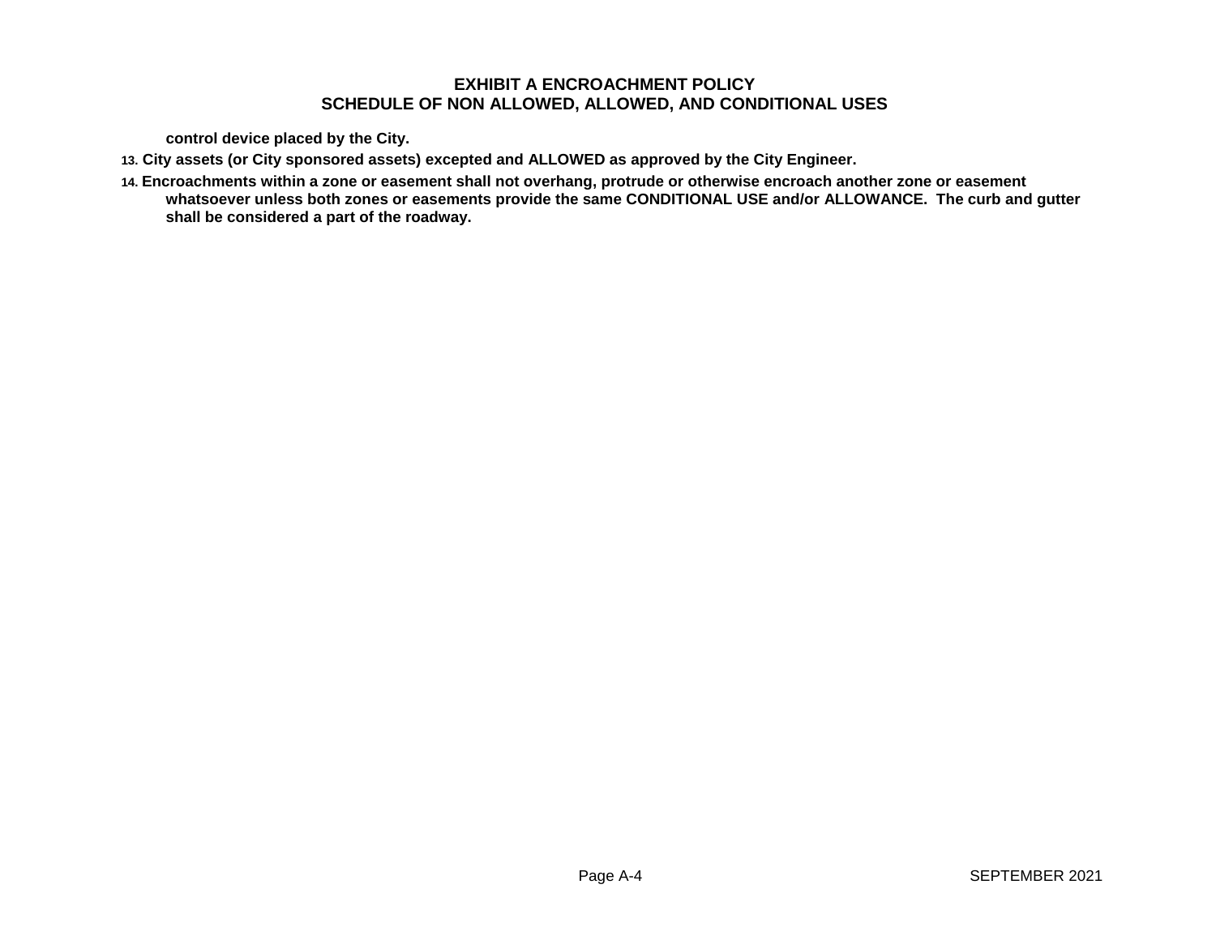**control device placed by the City.**

13. **City assets (or City sponsored assets) excepted and ALLOWED as approved by the City Engineer.**

14. **Encroachments within a zone or easement shall not overhang, protrude or otherwise encroach another zone or easement whatsoever unless both zones or easements provide the same CONDITIONAL USE and/or ALLOWANCE. The curb and gutter shall be considered a part of the roadway.**